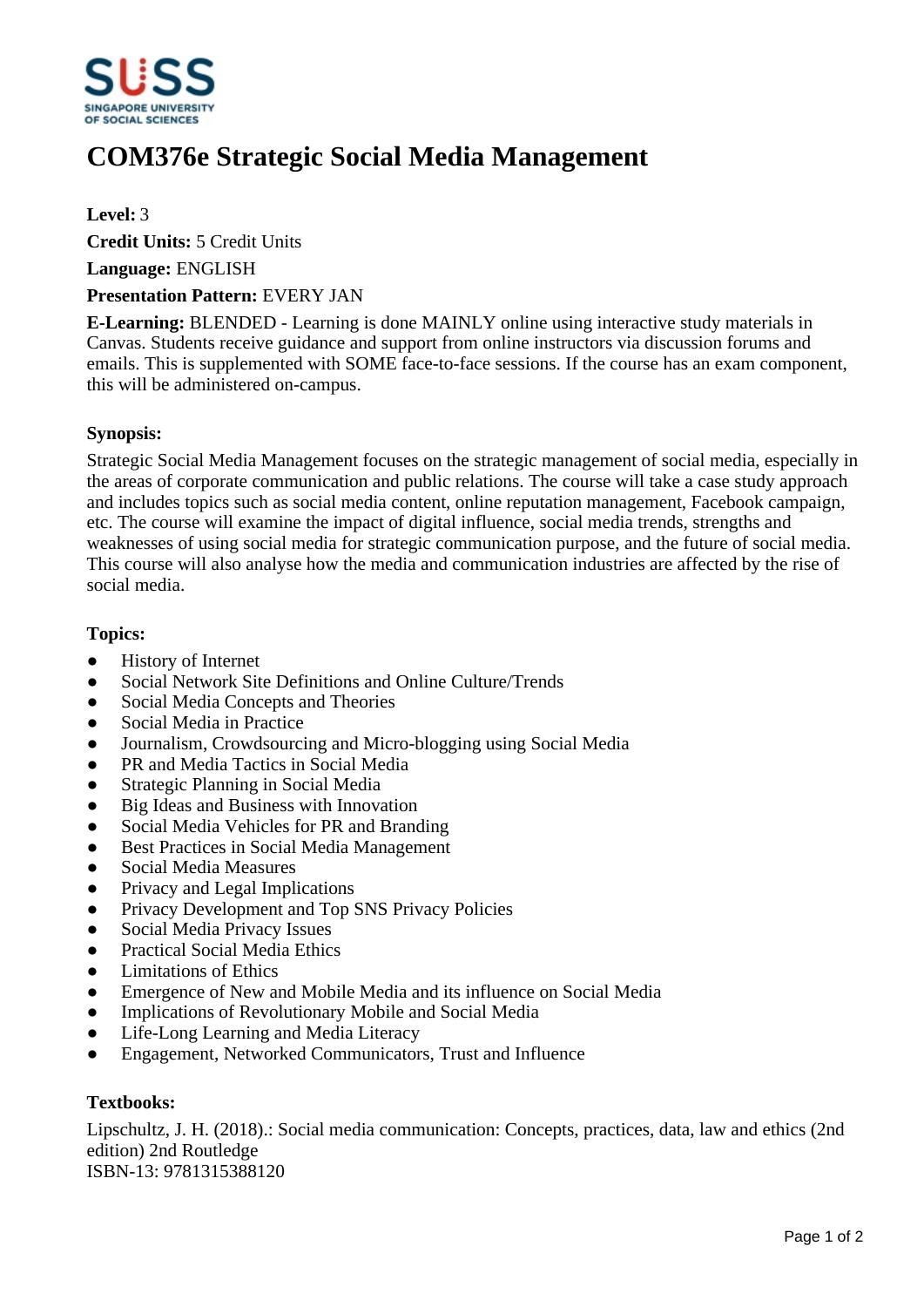# COM376e Strategic Social Media Management

**Level:** 3

**Credit Units:** 5 Credit Units

**Language:** ENGLISH

**Presentation Pattern:** EVERY JAN

**E-Learning:** BLENDED - Learning is done MAINLY online using interactive study materials in Canvas. Students receive guidance and support from online instructors via discussion forums and emails. This is supplemented with SOME face-to-face sessions. If the course has an exam component, this will be administered on-campus.

## Synopsis:

Strategic Social Media Management focuses on the strategic management of social media, especially in the areas of corporate communication and public relations. The course will take a case study approach and includes topics such as social media content, online reputation management, Facebook campaign, etc. The course will examine the impact of digital influence, social media trends, strengths and weaknesses of using social media for strategic communication purpose, and the future of social media. This course will also analyse how the media and communication industries are affected by the rise of social media.

## Topics:

- History of Internet
- Social Network Site Definitions and Online Culture/Trends
- Social Media Concepts and Theories
- Social Media in Practice
- Journalism, Crowdsourcing and Micro-blogging using Social Media
- PR and Media Tactics in Social Media
- Strategic Planning in Social Media
- Big Ideas and Business with Innovation
- Social Media Vehicles for PR and Branding
- Best Practices in Social Media Management
- Social Media Measures
- Privacy and Legal Implications
- Privacy Development and Top SNS Privacy Policies
- Social Media Privacy Issues
- Practical Social Media Ethics
- Limitations of Ethics
- Emergence of New and Mobile Media and its influence on Social Media
- Implications of Revolutionary Mobile and Social Media
- Life-Long Learning and Media Literacy
- Engagement, Networked Communicators, Trust and Influence

## Textbooks:

Lipschultz, J. H. (2018).: Social media communication: Concepts, practices, data, law and ethics (2nd edition) 2nd Routledge
ISBN-13: 9781315388120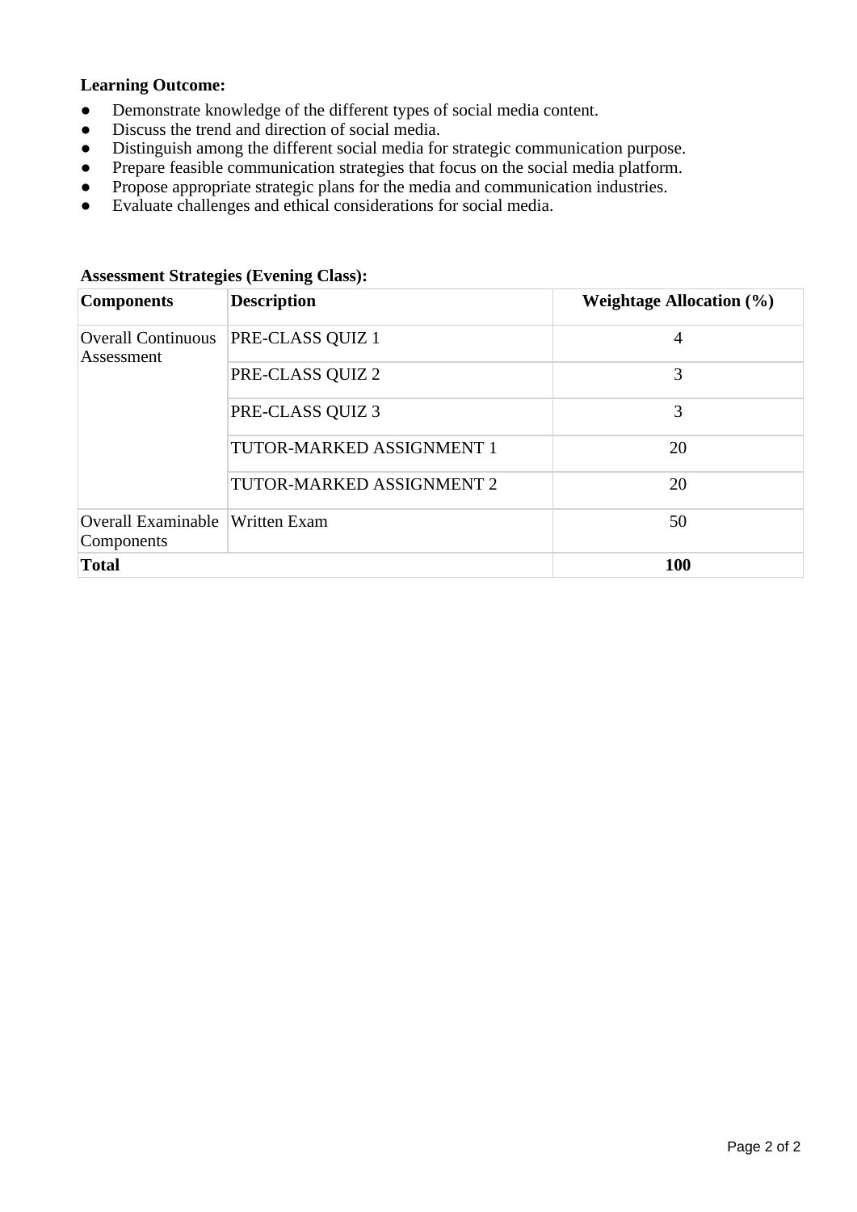**Learning Outcome:**

- Demonstrate knowledge of the different types of social media content.
- Discuss the trend and direction of social media.
- Distinguish among the different social media for strategic communication purpose.
- Prepare feasible communication strategies that focus on the social media platform.
- Propose appropriate strategic plans for the media and communication industries.
- Evaluate challenges and ethical considerations for social media.

**Assessment Strategies (Evening Class):**

| **Components** | **Description** | **Weightage Allocation (%)** |
|---|---|---|
| Overall Continuous Assessment | PRE-CLASS QUIZ 1 | 4 |
| | PRE-CLASS QUIZ 2 | 3 |
| | PRE-CLASS QUIZ 3 | 3 |
| | TUTOR-MARKED ASSIGNMENT 1 | 20 |
| | TUTOR-MARKED ASSIGNMENT 2 | 20 |
| Overall Examinable Components | Written Exam | 50 |
| **Total** | | **100** |